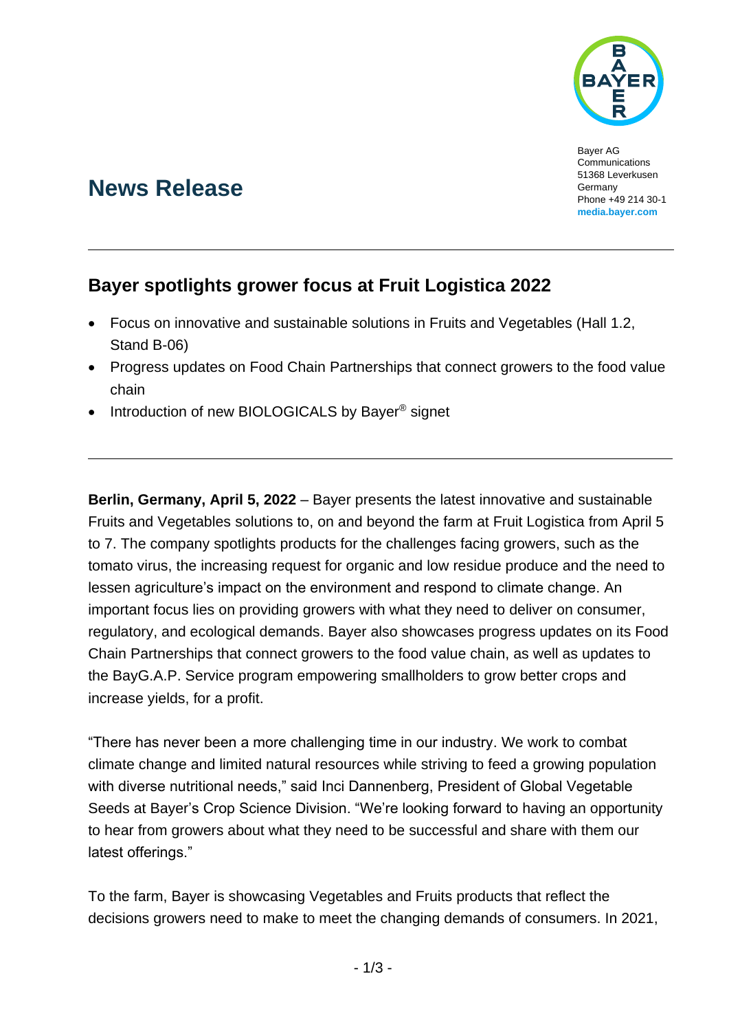Bayer AG
Communications
51368 Leverkusen
Germany
Phone +49 214 30-1
**media.bayer.com**

# News Release

## Bayer spotlights grower focus at Fruit Logistica 2022

- Focus on innovative and sustainable solutions in Fruits and Vegetables (Hall 1.2, Stand B-06)
- Progress updates on Food Chain Partnerships that connect growers to the food value chain
- Introduction of new BIOLOGICALS by Bayer® signet

**Berlin, Germany, April 5, 2022** – Bayer presents the latest innovative and sustainable Fruits and Vegetables solutions to, on and beyond the farm at Fruit Logistica from April 5 to 7. The company spotlights products for the challenges facing growers, such as the tomato virus, the increasing request for organic and low residue produce and the need to lessen agriculture's impact on the environment and respond to climate change. An important focus lies on providing growers with what they need to deliver on consumer, regulatory, and ecological demands. Bayer also showcases progress updates on its Food Chain Partnerships that connect growers to the food value chain, as well as updates to the BayG.A.P. Service program empowering smallholders to grow better crops and increase yields, for a profit.

"There has never been a more challenging time in our industry. We work to combat climate change and limited natural resources while striving to feed a growing population with diverse nutritional needs," said Inci Dannenberg, President of Global Vegetable Seeds at Bayer's Crop Science Division. "We're looking forward to having an opportunity to hear from growers about what they need to be successful and share with them our latest offerings."

To the farm, Bayer is showcasing Vegetables and Fruits products that reflect the decisions growers need to make to meet the changing demands of consumers. In 2021,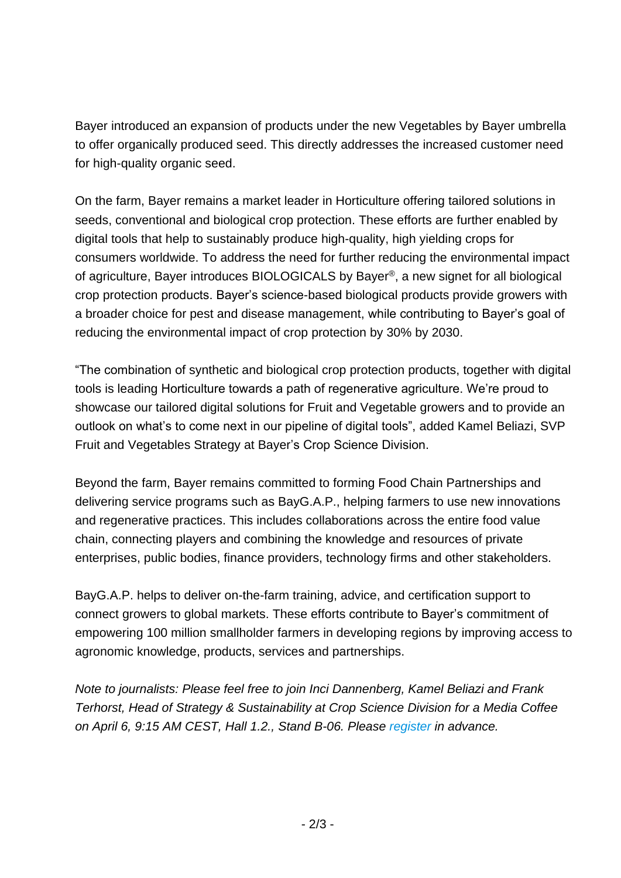Bayer introduced an expansion of products under the new Vegetables by Bayer umbrella to offer organically produced seed. This directly addresses the increased customer need for high-quality organic seed.

On the farm, Bayer remains a market leader in Horticulture offering tailored solutions in seeds, conventional and biological crop protection. These efforts are further enabled by digital tools that help to sustainably produce high-quality, high yielding crops for consumers worldwide. To address the need for further reducing the environmental impact of agriculture, Bayer introduces BIOLOGICALS by Bayer®, a new signet for all biological crop protection products. Bayer's science-based biological products provide growers with a broader choice for pest and disease management, while contributing to Bayer's goal of reducing the environmental impact of crop protection by 30% by 2030.

"The combination of synthetic and biological crop protection products, together with digital tools is leading Horticulture towards a path of regenerative agriculture. We're proud to showcase our tailored digital solutions for Fruit and Vegetable growers and to provide an outlook on what's to come next in our pipeline of digital tools", added Kamel Beliazi, SVP Fruit and Vegetables Strategy at Bayer's Crop Science Division.

Beyond the farm, Bayer remains committed to forming Food Chain Partnerships and delivering service programs such as BayG.A.P., helping farmers to use new innovations and regenerative practices. This includes collaborations across the entire food value chain, connecting players and combining the knowledge and resources of private enterprises, public bodies, finance providers, technology firms and other stakeholders.

BayG.A.P. helps to deliver on-the-farm training, advice, and certification support to connect growers to global markets. These efforts contribute to Bayer's commitment of empowering 100 million smallholder farmers in developing regions by improving access to agronomic knowledge, products, services and partnerships.

*Note to journalists: Please feel free to join Inci Dannenberg, Kamel Beliazi and Frank Terhorst, Head of Strategy & Sustainability at Crop Science Division for a Media Coffee on April 6, 9:15 AM CEST, Hall 1.2., Stand B-06. Please register in advance.*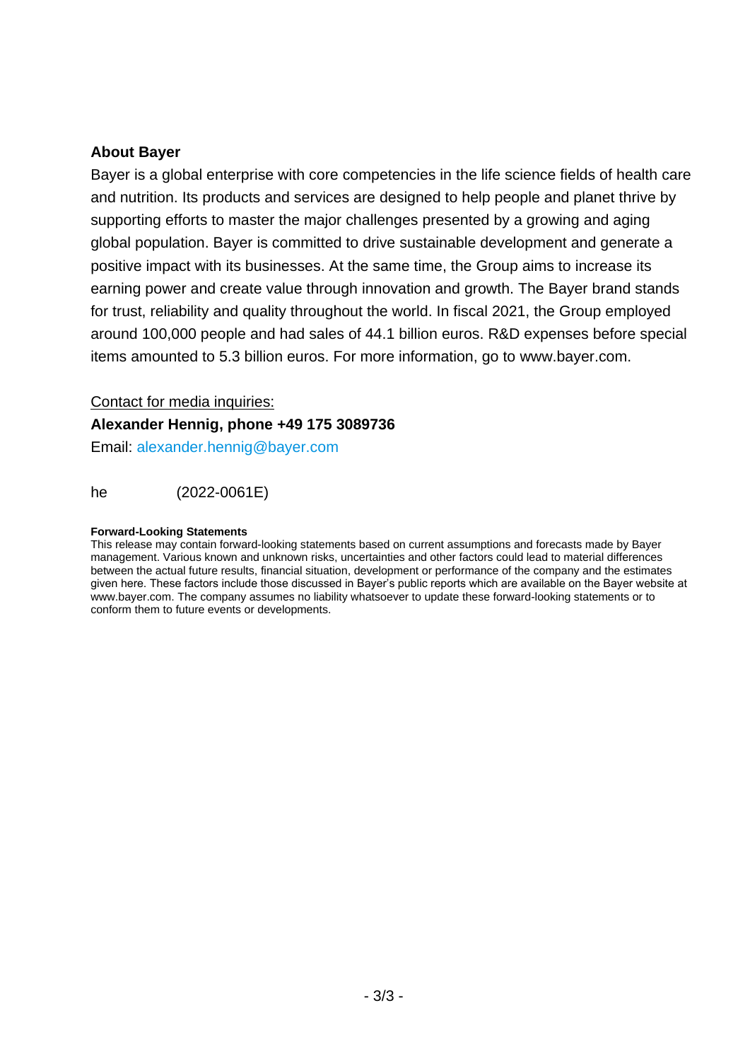**About Bayer**

Bayer is a global enterprise with core competencies in the life science fields of health care and nutrition. Its products and services are designed to help people and planet thrive by supporting efforts to master the major challenges presented by a growing and aging global population. Bayer is committed to drive sustainable development and generate a positive impact with its businesses. At the same time, the Group aims to increase its earning power and create value through innovation and growth. The Bayer brand stands for trust, reliability and quality throughout the world. In fiscal 2021, the Group employed around 100,000 people and had sales of 44.1 billion euros. R&D expenses before special items amounted to 5.3 billion euros. For more information, go to www.bayer.com.

Contact for media inquiries:

**Alexander Hennig, phone +49 175 3089736**

Email: alexander.hennig@bayer.com

he (2022-0061E)

**Forward-Looking Statements**

This release may contain forward-looking statements based on current assumptions and forecasts made by Bayer management. Various known and unknown risks, uncertainties and other factors could lead to material differences between the actual future results, financial situation, development or performance of the company and the estimates given here. These factors include those discussed in Bayer's public reports which are available on the Bayer website at www.bayer.com. The company assumes no liability whatsoever to update these forward-looking statements or to conform them to future events or developments.